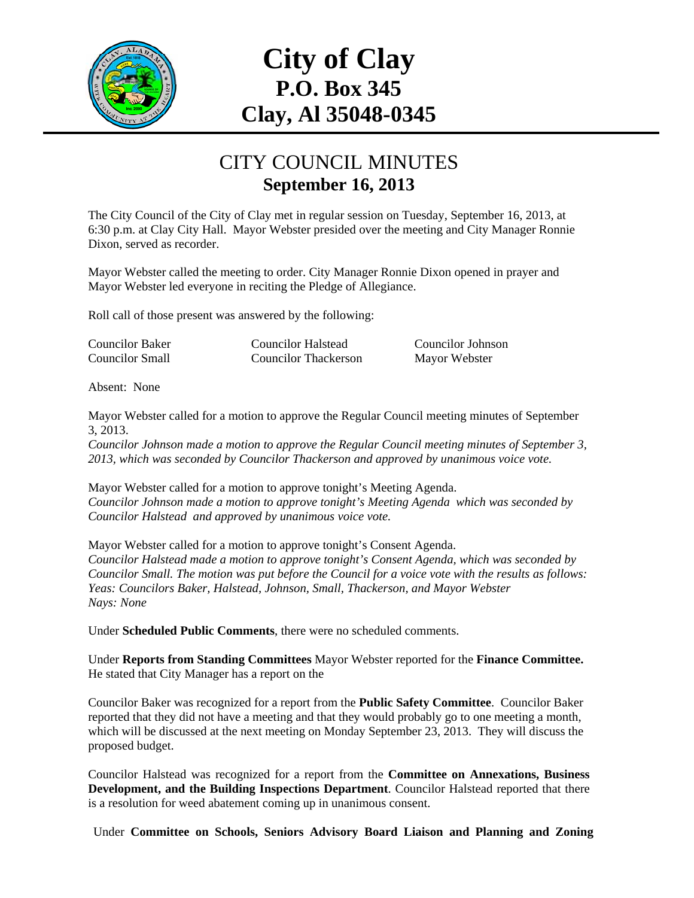# City of Clay
## P.O. Box 345
## Clay, Al 35048-0345

# CITY COUNCIL MINUTES
## September 16, 2013

The City Council of the City of Clay met in regular session on Tuesday, September 16, 2013, at 6:30 p.m. at Clay City Hall. Mayor Webster presided over the meeting and City Manager Ronnie Dixon, served as recorder.

Mayor Webster called the meeting to order. City Manager Ronnie Dixon opened in prayer and Mayor Webster led everyone in reciting the Pledge of Allegiance.

Roll call of those present was answered by the following:

| | | |
|---|---|---|
| Councilor Baker | Councilor Halstead | Councilor Johnson |
| Councilor Small | Councilor Thackerson | Mayor Webster |

Absent: None

Mayor Webster called for a motion to approve the Regular Council meeting minutes of September 3, 2013.
*Councilor Johnson made a motion to approve the Regular Council meeting minutes of September 3, 2013, which was seconded by Councilor Thackerson and approved by unanimous voice vote.*

Mayor Webster called for a motion to approve tonight's Meeting Agenda.
*Councilor Johnson made a motion to approve tonight's Meeting Agenda which was seconded by Councilor Halstead and approved by unanimous voice vote.*

Mayor Webster called for a motion to approve tonight's Consent Agenda.
*Councilor Halstead made a motion to approve tonight's Consent Agenda, which was seconded by Councilor Small. The motion was put before the Council for a voice vote with the results as follows:*
*Yeas: Councilors Baker, Halstead, Johnson, Small, Thackerson, and Mayor Webster*
*Nays: None*

Under **Scheduled Public Comments**, there were no scheduled comments.

Under **Reports from Standing Committees** Mayor Webster reported for the **Finance Committee.** He stated that City Manager has a report on the

Councilor Baker was recognized for a report from the **Public Safety Committee**. Councilor Baker reported that they did not have a meeting and that they would probably go to one meeting a month, which will be discussed at the next meeting on Monday September 23, 2013. They will discuss the proposed budget.

Councilor Halstead was recognized for a report from the **Committee on Annexations, Business Development, and the Building Inspections Department**. Councilor Halstead reported that there is a resolution for weed abatement coming up in unanimous consent.

Under **Committee on Schools, Seniors Advisory Board Liaison and Planning and Zoning**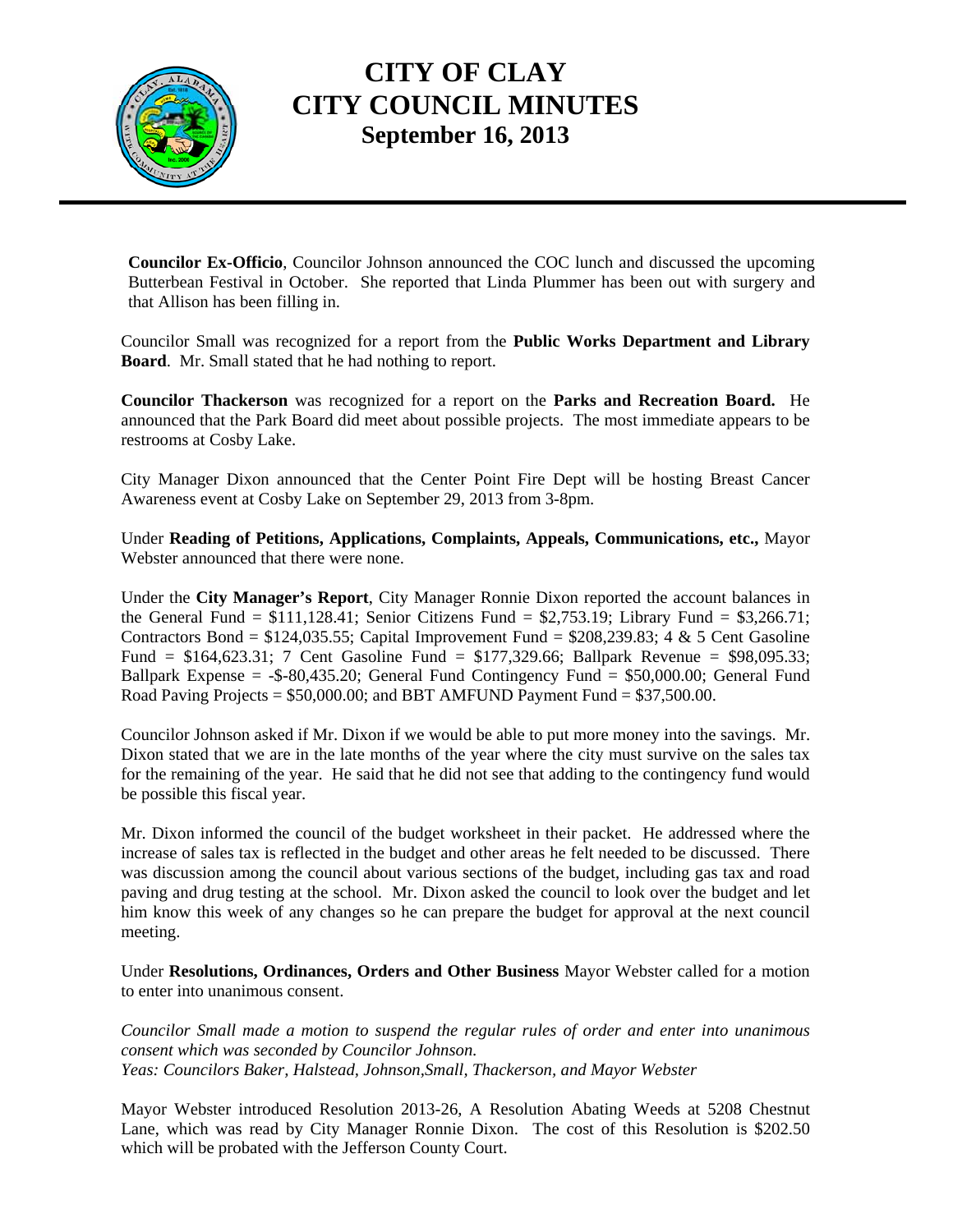# CITY OF CLAY
# CITY COUNCIL MINUTES
## September 16, 2013

**Councilor Ex-Officio**, Councilor Johnson announced the COC lunch and discussed the upcoming Butterbean Festival in October. She reported that Linda Plummer has been out with surgery and that Allison has been filling in.

Councilor Small was recognized for a report from the **Public Works Department and Library Board**. Mr. Small stated that he had nothing to report.

**Councilor Thackerson** was recognized for a report on the **Parks and Recreation Board.** He announced that the Park Board did meet about possible projects. The most immediate appears to be restrooms at Cosby Lake.

City Manager Dixon announced that the Center Point Fire Dept will be hosting Breast Cancer Awareness event at Cosby Lake on September 29, 2013 from 3-8pm.

Under **Reading of Petitions, Applications, Complaints, Appeals, Communications, etc.,** Mayor Webster announced that there were none.

Under the **City Manager's Report**, City Manager Ronnie Dixon reported the account balances in the General Fund = \$111,128.41; Senior Citizens Fund = \$2,753.19; Library Fund = \$3,266.71; Contractors Bond = \$124,035.55; Capital Improvement Fund = \$208,239.83; 4 & 5 Cent Gasoline Fund = \$164,623.31; 7 Cent Gasoline Fund = \$177,329.66; Ballpark Revenue = \$98,095.33; Ballpark Expense = -\$-80,435.20; General Fund Contingency Fund = \$50,000.00; General Fund Road Paving Projects = \$50,000.00; and BBT AMFUND Payment Fund = \$37,500.00.

Councilor Johnson asked if Mr. Dixon if we would be able to put more money into the savings. Mr. Dixon stated that we are in the late months of the year where the city must survive on the sales tax for the remaining of the year. He said that he did not see that adding to the contingency fund would be possible this fiscal year.

Mr. Dixon informed the council of the budget worksheet in their packet. He addressed where the increase of sales tax is reflected in the budget and other areas he felt needed to be discussed. There was discussion among the council about various sections of the budget, including gas tax and road paving and drug testing at the school. Mr. Dixon asked the council to look over the budget and let him know this week of any changes so he can prepare the budget for approval at the next council meeting.

Under **Resolutions, Ordinances, Orders and Other Business** Mayor Webster called for a motion to enter into unanimous consent.

*Councilor Small made a motion to suspend the regular rules of order and enter into unanimous consent which was seconded by Councilor Johnson.*
*Yeas: Councilors Baker, Halstead, Johnson,Small, Thackerson, and Mayor Webster*

Mayor Webster introduced Resolution 2013-26, A Resolution Abating Weeds at 5208 Chestnut Lane, which was read by City Manager Ronnie Dixon. The cost of this Resolution is \$202.50 which will be probated with the Jefferson County Court.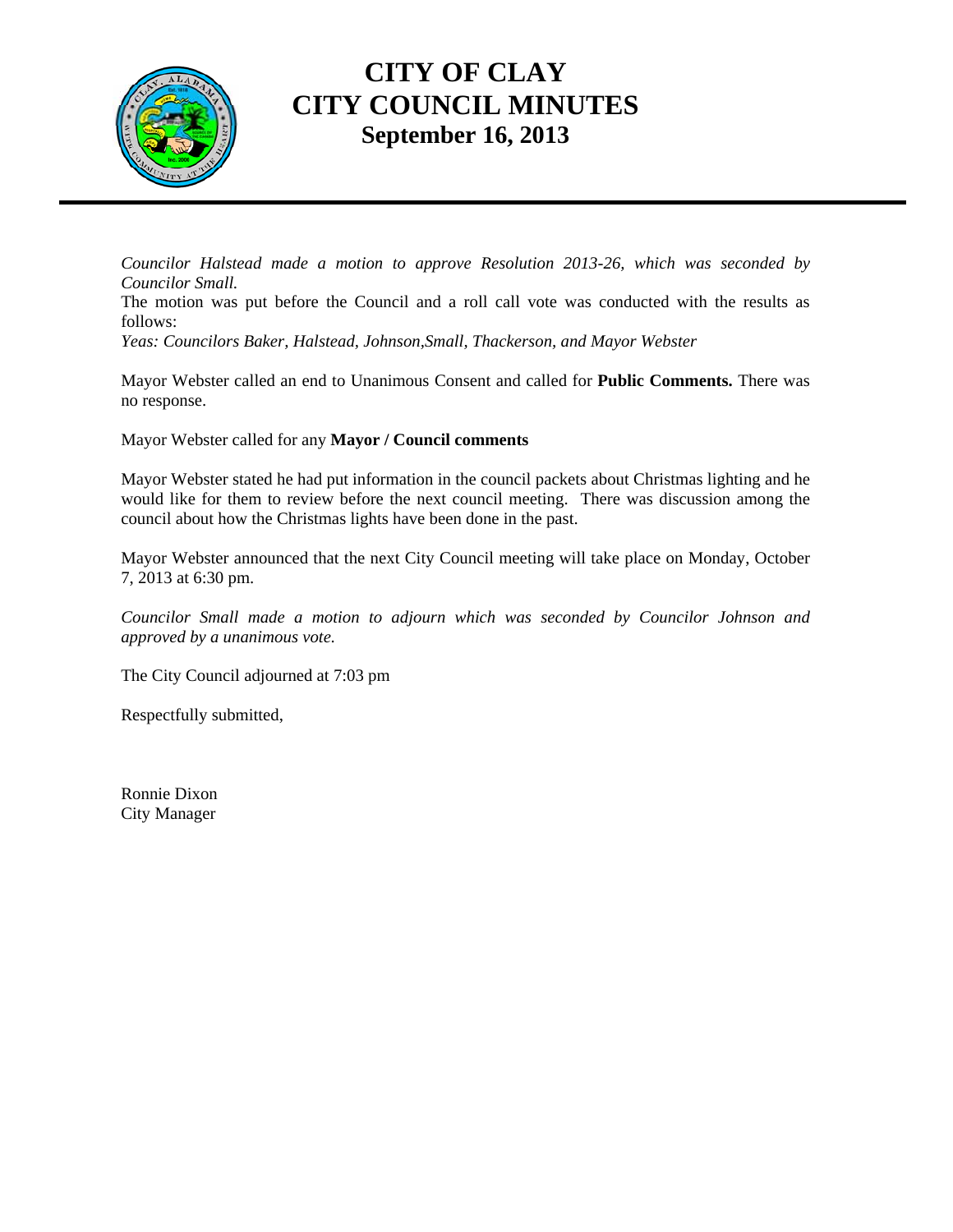# CITY OF CLAY
# CITY COUNCIL MINUTES
## September 16, 2013

*Councilor Halstead made a motion to approve Resolution 2013-26, which was seconded by Councilor Small.*

The motion was put before the Council and a roll call vote was conducted with the results as follows:

*Yeas: Councilors Baker, Halstead, Johnson,Small, Thackerson, and Mayor Webster*

Mayor Webster called an end to Unanimous Consent and called for **Public Comments.** There was no response.

Mayor Webster called for any **Mayor / Council comments**

Mayor Webster stated he had put information in the council packets about Christmas lighting and he would like for them to review before the next council meeting. There was discussion among the council about how the Christmas lights have been done in the past.

Mayor Webster announced that the next City Council meeting will take place on Monday, October 7, 2013 at 6:30 pm.

*Councilor Small made a motion to adjourn which was seconded by Councilor Johnson and approved by a unanimous vote.*

The City Council adjourned at 7:03 pm

Respectfully submitted,

Ronnie Dixon
City Manager